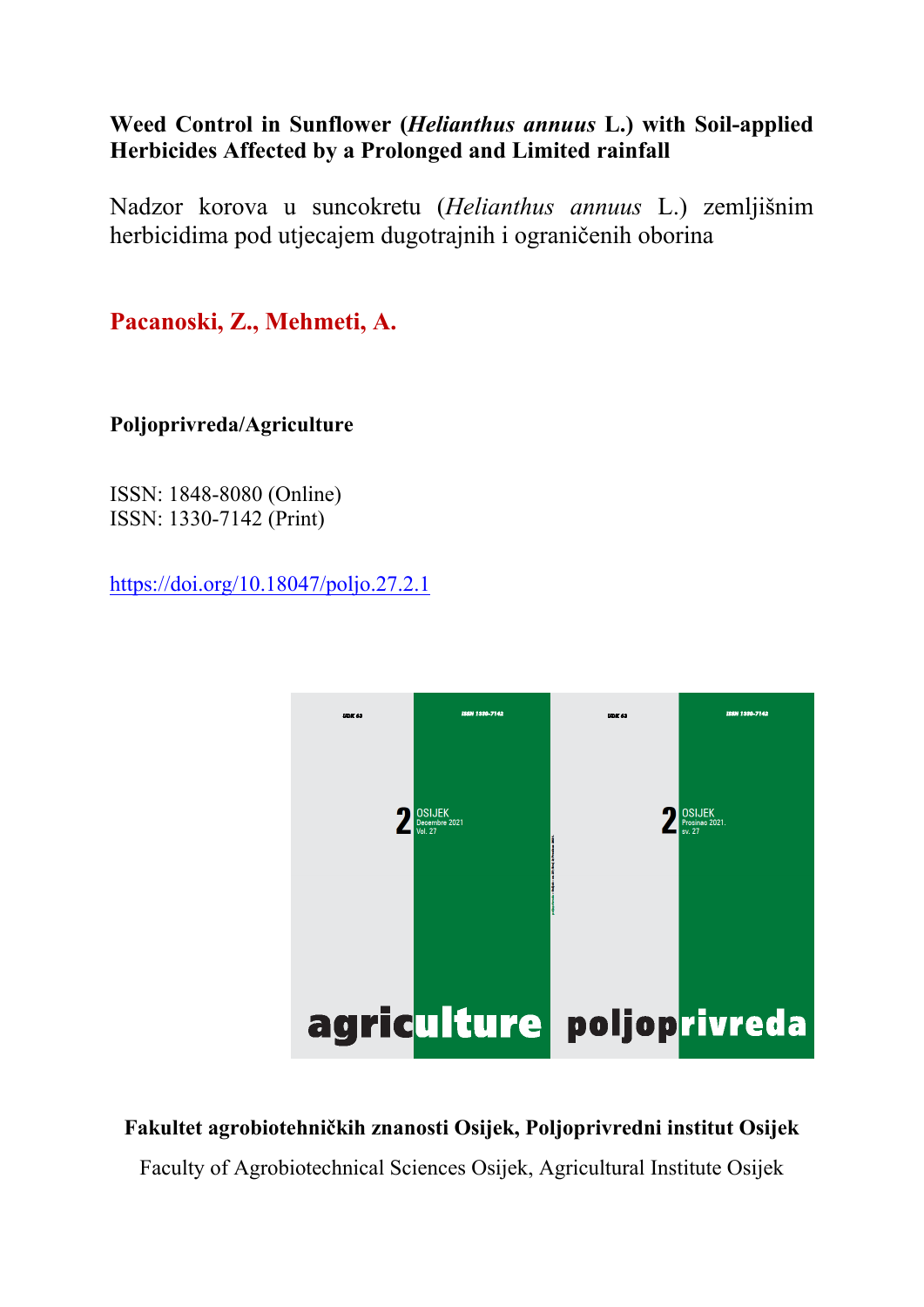**Weed Control in Sunflower (*Helianthus annuus* L.) with Soil-applied Herbicides Affected by a Prolonged and Limited rainfall**

Nadzor korova u suncokretu (*Helianthus annuus* L.) zemljišnim herbicidima pod utjecajem dugotrajnih i ograničenih oborina

**Pacanoski, Z., Mehmeti, A.**

**Poljoprivreda/Agriculture**

ISSN: 1848-8080 (Online)
ISSN: 1330-7142 (Print)

https://doi.org/10.18047/poljo.27.2.1

**Fakultet agrobiotehničkih znanosti Osijek, Poljoprivredni institut Osijek**

Faculty of Agrobiotechnical Sciences Osijek, Agricultural Institute Osijek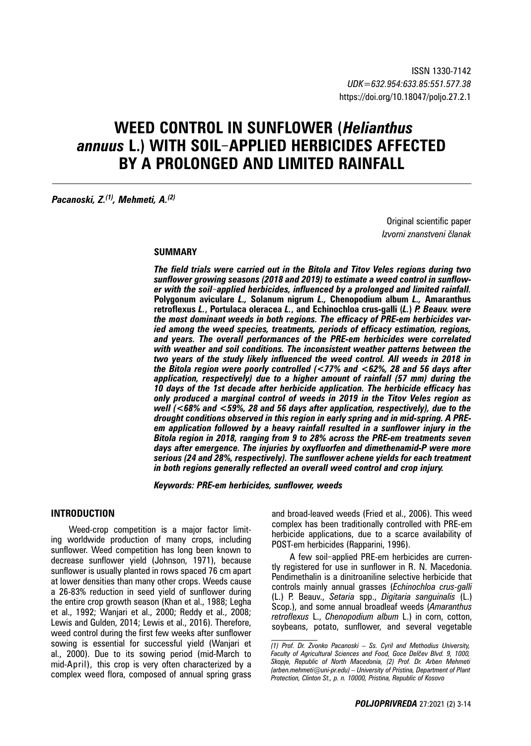ISSN 1330-7142

*UDK=632.954:633.85:551.577.38*

https://doi.org/10.18047/poljo.27.2.1

# WEED CONTROL IN SUNFLOWER (*Helianthus annuus* L.) WITH SOIL-APPLIED HERBICIDES AFFECTED BY A PROLONGED AND LIMITED RAINFALL

***Pacanoski, Z.*[1]*, Mehmeti, A.*[2]**

Original scientific paper

*Izvorni znanstveni članak*

## SUMMARY

***The field trials were carried out in the Bitola and Titov Veles regions during two sunflower growing seasons (2018 and 2019) to estimate a weed control in sunflower with the soil-applied herbicides, influenced by a prolonged and limited rainfall.* Polygonum aviculare *L.,* Solanum nigrum *L.,* Chenopodium album *L.,* Amaranthus retroflexus *L.,* Portulaca oleracea *L.,* and Echinochloa crus-galli *(L.) P. Beauv. were the most dominant weeds in both regions. The efficacy of PRE-em herbicides varied among the weed species, treatments, periods of efficacy estimation, regions, and years. The overall performances of the PRE-em herbicides were correlated with weather and soil conditions. The inconsistent weather patterns between the two years of the study likely influenced the weed control. All weeds in 2018 in the Bitola region were poorly controlled (<77% and <62%, 28 and 56 days after application, respectively) due to a higher amount of rainfall (57 mm) during the 10 days of the 1st decade after herbicide application. The herbicide efficacy has only produced a marginal control of weeds in 2019 in the Titov Veles region as well (<68% and <59%, 28 and 56 days after application, respectively), due to the drought conditions observed in this region in early spring and in mid-spring. A PRE-em application followed by a heavy rainfall resulted in a sunflower injury in the Bitola region in 2018, ranging from 9 to 28% across the PRE-em treatments seven days after emergence. The injuries by oxyfluorfen and dimethenamid-P were more serious (24 and 28%, respectively). The sunflower achene yields for each treatment in both regions generally reflected an overall weed control and crop injury.***

***Keywords: PRE-em herbicides, sunflower, weeds***

## INTRODUCTION

Weed-crop competition is a major factor limiting worldwide production of many crops, including sunflower. Weed competition has long been known to decrease sunflower yield (Johnson, 1971), because sunflower is usually planted in rows spaced 76 cm apart at lower densities than many other crops. Weeds cause a 26-83% reduction in seed yield of sunflower during the entire crop growth season (Khan et al., 1988; Legha et al., 1992; Wanjari et al., 2000; Reddy et al., 2008; Lewis and Gulden, 2014; Lewis et al., 2016). Therefore, weed control during the first few weeks after sunflower sowing is essential for successful yield (Wanjari et al., 2000). Due to its sowing period (mid-March to mid-April), this crop is very often characterized by a complex weed flora, composed of annual spring grass and broad-leaved weeds (Fried et al., 2006). This weed complex has been traditionally controlled with PRE-em herbicide applications, due to a scarce availability of POST-em herbicides (Rapparini, 1996).

A few soil-applied PRE-em herbicides are currently registered for use in sunflower in R. N. Macedonia. Pendimethalin is a dinitroaniline selective herbicide that controls mainly annual grasses (*Echinochloa crus-galli* (L.) P. Beauv., *Setaria* spp., *Digitaria sanguinalis* (L.) Scop.), and some annual broadleaf weeds (*Amaranthus retroflexus* L., *Chenopodium album* L.) in corn, cotton, soybeans, potato, sunflower, and several vegetable

---

*(1) Prof. Dr. Zvonko Pacanoski – Ss. Cyril and Methodius University, Faculty of Agricultural Sciences and Food, Goce Delčev Blvd. 9, 1000, Skopje, Republic of North Macedonia, (2) Prof. Dr. Arben Mehmeti (arben.mehmeti@uni-pr.edu) – University of Pristina, Department of Plant Protection, Clinton St., p. n. 10000, Pristina, Republic of Kosovo*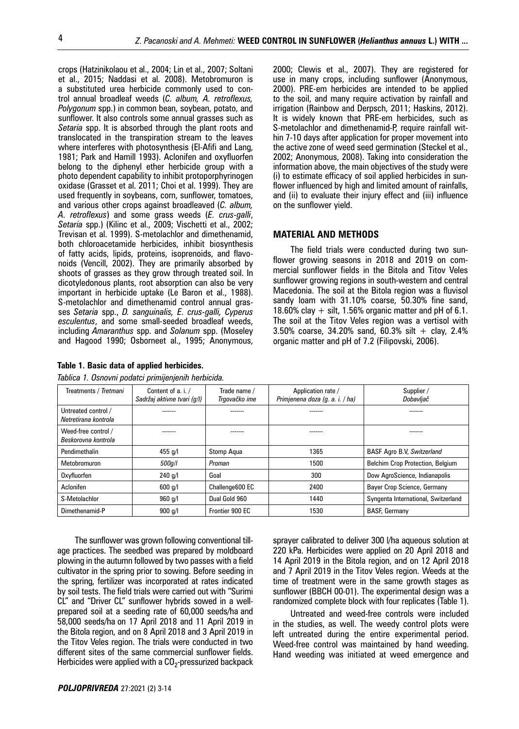crops (Hatzinikolaou et al., 2004; Lin et al., 2007; Soltani et al., 2015; Naddasi et al. 2008). Metobromuron is a substituted urea herbicide commonly used to control annual broadleaf weeds (*C. album, A. retroflexus, Polygonum* spp.) in common bean, soybean, potato, and sunflower. It also controls some annual grasses such as *Setaria* spp. It is absorbed through the plant roots and translocated in the transpiration stream to the leaves where interferes with photosynthesis (El-Afifi and Lang, 1981; Park and Hamill 1993). Aclonifen and oxyfluorfen belong to the diphenyl ether herbicide group with a photo dependent capability to inhibit protoporphyrinogen oxidase (Grasset et al. 2011; Choi et al. 1999). They are used frequently in soybeans, corn, sunflower, tomatoes, and various other crops against broadleaved (*C. album, A. retroflexus*) and some grass weeds (*E. crus-galli*, *Setaria* spp.) (Kilinc et al., 2009; Vischetti et al., 2002; Trevisan et al. 1999). S-metolachlor and dimethenamid, both chloroacetamide herbicides, inhibit biosynthesis of fatty acids, lipids, proteins, isoprenoids, and flavonoids (Vencill, 2002). They are primarily absorbed by shoots of grasses as they grow through treated soil. In dicotyledonous plants, root absorption can also be very important in herbicide uptake (Le Baron et al., 1988). S-metolachlor and dimethenamid control annual grasses *Setaria* spp., *D. sanguinalis, E. crus-galli, Cyperus esculentus*, and some small-seeded broadleaf weeds, including *Amaranthus* spp. and *Solanum* spp. (Moseley and Hagood 1990; Osborneet al., 1995; Anonymous, 2000; Clewis et al., 2007). They are registered for use in many crops, including sunflower (Anonymous, 2000). PRE-em herbicides are intended to be applied to the soil, and many require activation by rainfall and irrigation (Rainbow and Derpsch, 2011; Haskins, 2012). It is widely known that PRE-em herbicides, such as S-metolachlor and dimethenamid-P, require rainfall within 7-10 days after application for proper movement into the active zone of weed seed germination (Steckel et al., 2002; Anonymous, 2008). Taking into consideration the information above, the main objectives of the study were (i) to estimate efficacy of soil applied herbicides in sunflower influenced by high and limited amount of rainfalls, and (ii) to evaluate their injury effect and (iii) influence on the sunflower yield.

## MATERIAL AND METHODS

The field trials were conducted during two sunflower growing seasons in 2018 and 2019 on commercial sunflower fields in the Bitola and Titov Veles sunflower growing regions in south-western and central Macedonia. The soil at the Bitola region was a fluvisol sandy loam with 31.10% coarse, 50.30% fine sand, 18.60% clay + silt, 1.56% organic matter and pH of 6.1. The soil at the Titov Veles region was a vertisol with 3.50% coarse, 34.20% sand, 60.3% silt + clay, 2.4% organic matter and pH of 7.2 (Filipovski, 2006).

**Table 1. Basic data of applied herbicides.**

*Tablica 1. Osnovni podatci primijenjenih herbicida.*

| Treatments / *Tretmani* | Content of a. i. / *Sadržaj aktivne tvari (g/l)* | Trade name / *Trgovačko ime* | Application rate / *Primjenena doza (g. a. i. / ha)* | Supplier / *Dobavljač* |
|---|---|---|---|---|
| Untreated control / *Netretirana kontrola* | ------- | ------- | ------- | ------- |
| Weed-free control / *Beskorovna kontrola* | ------- | ------- | ------- | ------- |
| Pendimethalin | 455 g/l | Stomp Aqua | 1365 | BASF Agro B.V, *Switzerland* |
| Metobromuron | *500g/l* | *Proman* | 1500 | Belchim Crop Protection, Belgium |
| Oxyfluorfen | 240 g/l | Goal | 300 | Dow AgroScience, Indianapolis |
| Aclonifen | 600 g/l | Challenge600 EC | 2400 | Bayer Crop Science, Germany |
| S-Metolachlor | 960 g/l | Dual Gold 960 | 1440 | Syngenta International, Switzerland |
| Dimethenamid-P | 900 g/l | Frontier 900 EC | 1530 | BASF, Germany |

The sunflower was grown following conventional tillage practices. The seedbed was prepared by moldboard plowing in the autumn followed by two passes with a field cultivator in the spring prior to sowing. Before seeding in the spring, fertilizer was incorporated at rates indicated by soil tests. The field trials were carried out with "Surimi CL" and "Driver CL" sunflower hybrids sowed in a well-prepared soil at a seeding rate of 60,000 seeds/ha and 58,000 seeds/ha on 17 April 2018 and 11 April 2019 in the Bitola region, and on 8 April 2018 and 3 April 2019 in the Titov Veles region. The trials were conducted in two different sites of the same commercial sunflower fields. Herbicides were applied with a $CO_2$-pressurized backpack sprayer calibrated to deliver 300 l/ha aqueous solution at 220 kPa. Herbicides were applied on 20 April 2018 and 14 April 2019 in the Bitola region, and on 12 April 2018 and 7 April 2019 in the Titov Veles region. Weeds at the time of treatment were in the same growth stages as sunflower (BBCH 00-01). The experimental design was a randomized complete block with four replicates (Table 1).

Untreated and weed-free controls were included in the studies, as well. The weedy control plots were left untreated during the entire experimental period. Weed-free control was maintained by hand weeding. Hand weeding was initiated at weed emergence and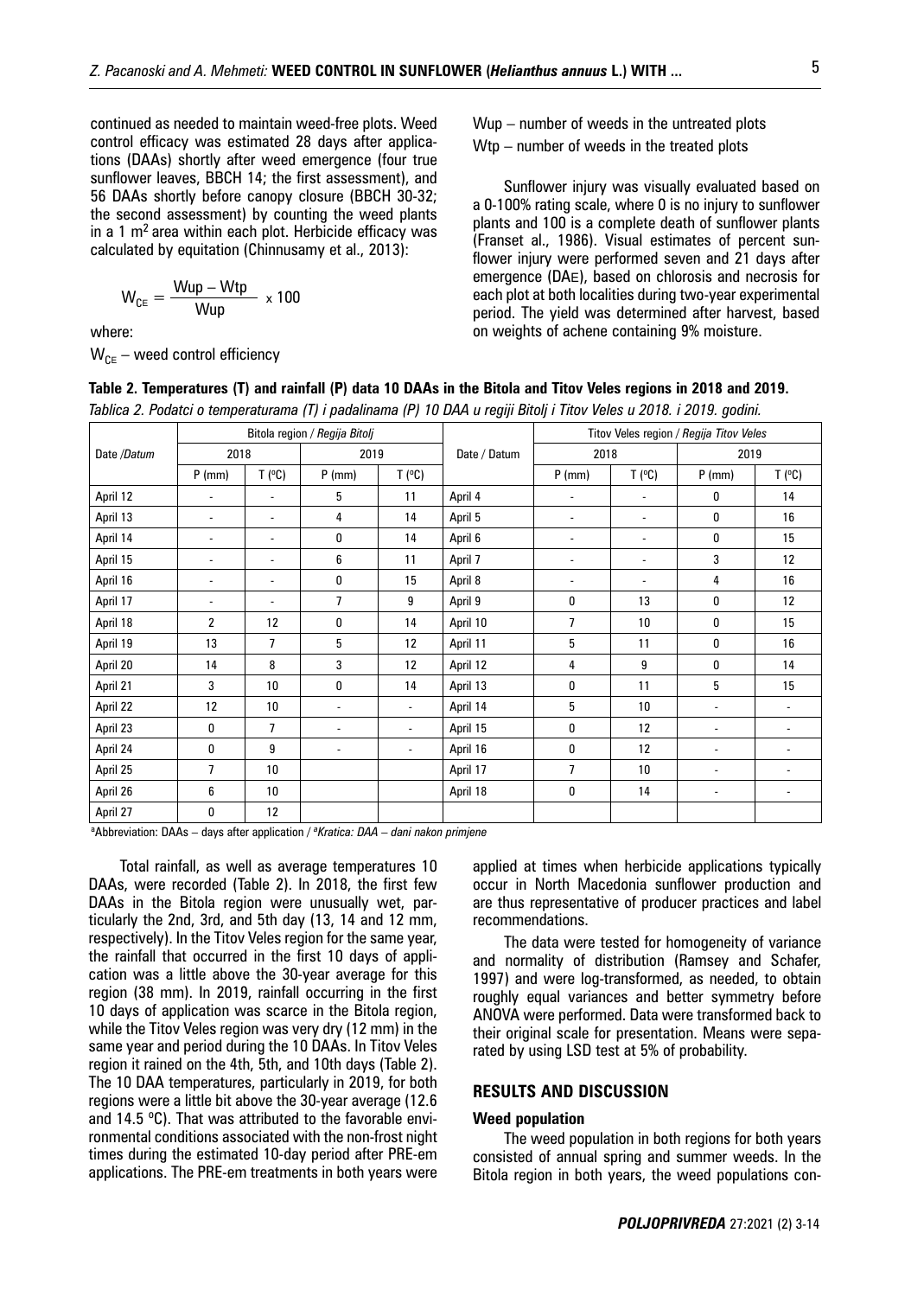continued as needed to maintain weed-free plots. Weed control efficacy was estimated 28 days after applications (DAAs) shortly after weed emergence (four true sunflower leaves, BBCH 14; the first assessment), and 56 DAAs shortly before canopy closure (BBCH 30-32; the second assessment) by counting the weed plants in a 1 $m^2$ area within each plot. Herbicide efficacy was calculated by equitation (Chinnusamy et al., 2013):

$$W_{CE} = \frac{Wup - Wtp}{Wup} \times 100$$

where:

$W_{CE}$ – weed control efficiency

Wup – number of weeds in the untreated plots

Wtp – number of weeds in the treated plots

Sunflower injury was visually evaluated based on a 0-100% rating scale, where 0 is no injury to sunflower plants and 100 is a complete death of sunflower plants (Franset al., 1986). Visual estimates of percent sunflower injury were performed seven and 21 days after emergence (DAE), based on chlorosis and necrosis for each plot at both localities during two-year experimental period. The yield was determined after harvest, based on weights of achene containing 9% moisture.

**Table 2. Temperatures (T) and rainfall (P) data 10 DAAs in the Bitola and Titov Veles regions in 2018 and 2019.**

*Tablica 2. Podatci o temperaturama (T) i padalinama (P) 10 DAA u regiji Bitolj i Titov Veles u 2018. i 2019. godini.*

| Date /*Datum* | Bitola region / *Regija Bitolj* | | | | Date / Datum | Titov Veles region / *Regija Titov Veles* | | | |
|---|---|---|---|---|---|---|---|---|---|
| | 2018 | | 2019 | | | 2018 | | 2019 | |
| | P (mm) | T (ºC) | P (mm) | T (ºC) | | P (mm) | T (ºC) | P (mm) | T (ºC) |
| April 12 | - | - | 5 | 11 | April 4 | - | - | 0 | 14 |
| April 13 | - | - | 4 | 14 | April 5 | - | - | 0 | 16 |
| April 14 | - | - | 0 | 14 | April 6 | - | - | 0 | 15 |
| April 15 | - | - | 6 | 11 | April 7 | - | - | 3 | 12 |
| April 16 | - | - | 0 | 15 | April 8 | - | - | 4 | 16 |
| April 17 | - | - | 7 | 9 | April 9 | 0 | 13 | 0 | 12 |
| April 18 | 2 | 12 | 0 | 14 | April 10 | 7 | 10 | 0 | 15 |
| April 19 | 13 | 7 | 5 | 12 | April 11 | 5 | 11 | 0 | 16 |
| April 20 | 14 | 8 | 3 | 12 | April 12 | 4 | 9 | 0 | 14 |
| April 21 | 3 | 10 | 0 | 14 | April 13 | 0 | 11 | 5 | 15 |
| April 22 | 12 | 10 | - | - | April 14 | 5 | 10 | - | - |
| April 23 | 0 | 7 | - | - | April 15 | 0 | 12 | - | - |
| April 24 | 0 | 9 | - | - | April 16 | 0 | 12 | - | - |
| April 25 | 7 | 10 | | | April 17 | 7 | 10 | - | - |
| April 26 | 6 | 10 | | | April 18 | 0 | 14 | - | - |
| April 27 | 0 | 12 | | | | | | | |

[a]Abbreviation: DAAs – days after application / [a]*Kratica: DAA – dani nakon primjene*

Total rainfall, as well as average temperatures 10 DAAs, were recorded (Table 2). In 2018, the first few DAAs in the Bitola region were unusually wet, particularly the 2nd, 3rd, and 5th day (13, 14 and 12 mm, respectively). In the Titov Veles region for the same year, the rainfall that occurred in the first 10 days of application was a little above the 30-year average for this region (38 mm). In 2019, rainfall occurring in the first 10 days of application was scarce in the Bitola region, while the Titov Veles region was very dry (12 mm) in the same year and period during the 10 DAAs. In Titov Veles region it rained on the 4th, 5th, and 10th days (Table 2). The 10 DAA temperatures, particularly in 2019, for both regions were a little bit above the 30-year average (12.6 and 14.5 ºC). That was attributed to the favorable environmental conditions associated with the non-frost night times during the estimated 10-day period after PRE-em applications. The PRE-em treatments in both years were applied at times when herbicide applications typically occur in North Macedonia sunflower production and are thus representative of producer practices and label recommendations.

The data were tested for homogeneity of variance and normality of distribution (Ramsey and Schafer, 1997) and were log-transformed, as needed, to obtain roughly equal variances and better symmetry before ANOVA were performed. Data were transformed back to their original scale for presentation. Means were separated by using LSD test at 5% of probability.

## RESULTS AND DISCUSSION

### Weed population

The weed population in both regions for both years consisted of annual spring and summer weeds. In the Bitola region in both years, the weed populations con-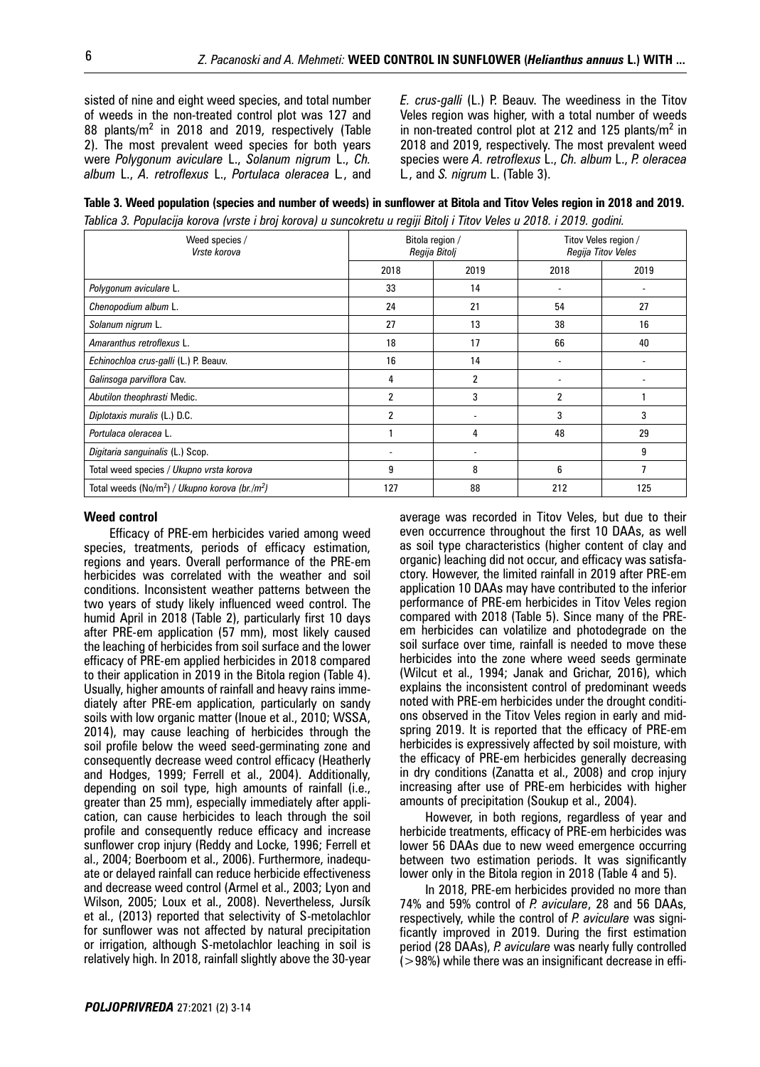sisted of nine and eight weed species, and total number of weeds in the non-treated control plot was 127 and 88 plants/m$^2$ in 2018 and 2019, respectively (Table 2). The most prevalent weed species for both years were *Polygonum aviculare* L., *Solanum nigrum* L., *Ch. album* L., *A. retroflexus* L., *Portulaca oleracea* L., and *E. crus-galli* (L.) P. Beauv. The weediness in the Titov Veles region was higher, with a total number of weeds in non-treated control plot at 212 and 125 plants/m$^2$ in 2018 and 2019, respectively. The most prevalent weed species were *A. retroflexus* L., *Ch. album* L., *P. oleracea* L., and *S. nigrum* L. (Table 3).

**Table 3. Weed population (species and number of weeds) in sunflower at Bitola and Titov Veles region in 2018 and 2019.**
*Tablica 3. Populacija korova (vrste i broj korova) u suncokretu u regiji Bitolj i Titov Veles u 2018. i 2019. godini.*

| Weed species / *Vrste korova* | Bitola region / *Regija Bitolj* | | Titov Veles region / *Regija Titov Veles* | |
|---|---|---|---|---|
| | 2018 | 2019 | 2018 | 2019 |
| *Polygonum aviculare* L. | 33 | 14 | - | - |
| *Chenopodium album* L. | 24 | 21 | 54 | 27 |
| *Solanum nigrum* L. | 27 | 13 | 38 | 16 |
| *Amaranthus retroflexus* L. | 18 | 17 | 66 | 40 |
| *Echinochloa crus-galli* (L.) P. Beauv. | 16 | 14 | - | - |
| *Galinsoga parviflora* Cav. | 4 | 2 | - | - |
| *Abutilon theophrasti* Medic. | 2 | 3 | 2 | 1 |
| *Diplotaxis muralis* (L.) D.C. | 2 | - | 3 | 3 |
| *Portulaca oleracea* L. | 1 | 4 | 48 | 29 |
| *Digitaria sanguinalis* (L.) Scop. | - | - | | 9 |
| Total weed species / *Ukupno vrsta korova* | 9 | 8 | 6 | 7 |
| Total weeds (No/m$^2$) / *Ukupno korova (br./m$^2$)* | 127 | 88 | 212 | 125 |

### Weed control

Efficacy of PRE-em herbicides varied among weed species, treatments, periods of efficacy estimation, regions and years. Overall performance of the PRE-em herbicides was correlated with the weather and soil conditions. Inconsistent weather patterns between the two years of study likely influenced weed control. The humid April in 2018 (Table 2), particularly first 10 days after PRE-em application (57 mm), most likely caused the leaching of herbicides from soil surface and the lower efficacy of PRE-em applied herbicides in 2018 compared to their application in 2019 in the Bitola region (Table 4). Usually, higher amounts of rainfall and heavy rains immediately after PRE-em application, particularly on sandy soils with low organic matter (Inoue et al., 2010; WSSA, 2014), may cause leaching of herbicides through the soil profile below the weed seed-germinating zone and consequently decrease weed control efficacy (Heatherly and Hodges, 1999; Ferrell et al., 2004). Additionally, depending on soil type, high amounts of rainfall (i.e., greater than 25 mm), especially immediately after application, can cause herbicides to leach through the soil profile and consequently reduce efficacy and increase sunflower crop injury (Reddy and Locke, 1996; Ferrell et al., 2004; Boerboom et al., 2006). Furthermore, inadequate or delayed rainfall can reduce herbicide effectiveness and decrease weed control (Armel et al., 2003; Lyon and Wilson, 2005; Loux et al., 2008). Nevertheless, Jursík et al., (2013) reported that selectivity of S-metolachlor for sunflower was not affected by natural precipitation or irrigation, although S-metolachlor leaching in soil is relatively high. In 2018, rainfall slightly above the 30-year average was recorded in Titov Veles, but due to their even occurrence throughout the first 10 DAAs, as well as soil type characteristics (higher content of clay and organic) leaching did not occur, and efficacy was satisfactory. However, the limited rainfall in 2019 after PRE-em application 10 DAAs may have contributed to the inferior performance of PRE-em herbicides in Titov Veles region compared with 2018 (Table 5). Since many of the PRE-em herbicides can volatilize and photodegrade on the soil surface over time, rainfall is needed to move these herbicides into the zone where weed seeds germinate (Wilcut et al., 1994; Janak and Grichar, 2016), which explains the inconsistent control of predominant weeds noted with PRE-em herbicides under the drought conditions observed in the Titov Veles region in early and mid-spring 2019. It is reported that the efficacy of PRE-em herbicides is expressively affected by soil moisture, with the efficacy of PRE-em herbicides generally decreasing in dry conditions (Zanatta et al., 2008) and crop injury increasing after use of PRE-em herbicides with higher amounts of precipitation (Soukup et al., 2004).

However, in both regions, regardless of year and herbicide treatments, efficacy of PRE-em herbicides was lower 56 DAAs due to new weed emergence occurring between two estimation periods. It was significantly lower only in the Bitola region in 2018 (Table 4 and 5).

In 2018, PRE-em herbicides provided no more than 74% and 59% control of *P. aviculare*, 28 and 56 DAAs, respectively, while the control of *P. aviculare* was significantly improved in 2019. During the first estimation period (28 DAAs), *P. aviculare* was nearly fully controlled (>98%) while there was an insignificant decrease in effi-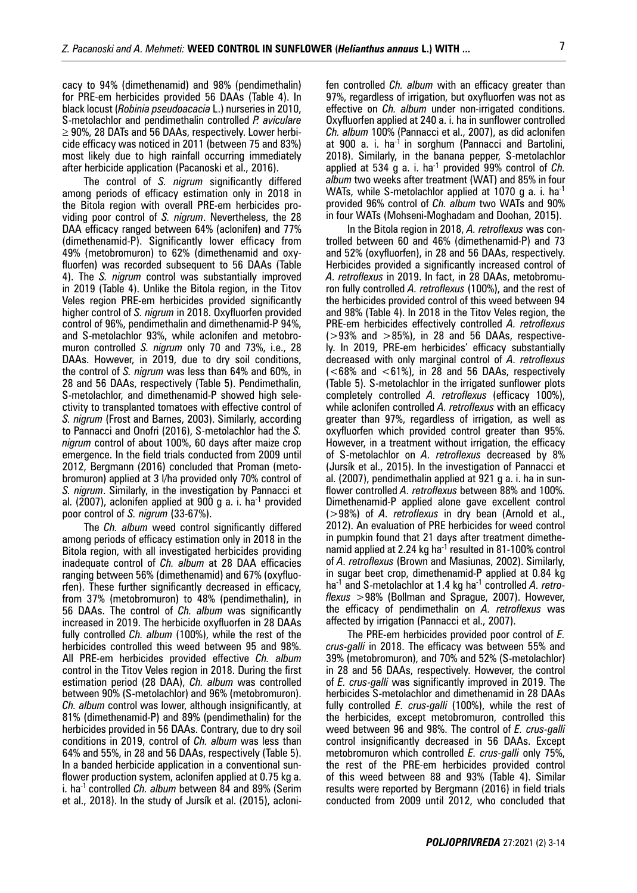cacy to 94% (dimethenamid) and 98% (pendimethalin) for PRE-em herbicides provided 56 DAAs (Table 4). In black locust (*Robinia pseudoacacia* L.) nurseries in 2010, S-metolachlor and pendimethalin controlled *P. aviculare* ≥ 90%, 28 DATs and 56 DAAs, respectively. Lower herbicide efficacy was noticed in 2011 (between 75 and 83%) most likely due to high rainfall occurring immediately after herbicide application (Pacanoski et al., 2016).

The control of *S. nigrum* significantly differed among periods of efficacy estimation only in 2018 in the Bitola region with overall PRE-em herbicides providing poor control of *S. nigrum*. Nevertheless, the 28 DAA efficacy ranged between 64% (aclonifen) and 77% (dimethenamid-P). Significantly lower efficacy from 49% (metobromuron) to 62% (dimethenamid and oxyfluorfen) was recorded subsequent to 56 DAAs (Table 4). The *S. nigrum* control was substantially improved in 2019 (Table 4). Unlike the Bitola region, in the Titov Veles region PRE-em herbicides provided significantly higher control of *S. nigrum* in 2018. Oxyfluorfen provided control of 96%, pendimethalin and dimethenamid-P 94%, and S-metolachlor 93%, while aclonifen and metobromuron controlled *S. nigrum* only 70 and 73%, i.e., 28 DAAs. However, in 2019, due to dry soil conditions, the control of *S. nigrum* was less than 64% and 60%, in 28 and 56 DAAs, respectively (Table 5). Pendimethalin, S-metolachlor, and dimethenamid-P showed high selectivity to transplanted tomatoes with effective control of *S. nigrum* (Frost and Barnes, 2003). Similarly, according to Pannacci and Onofri (2016), S-metolachlor had the *S. nigrum* control of about 100%, 60 days after maize crop emergence. In the field trials conducted from 2009 until 2012, Bergmann (2016) concluded that Proman (metobromuron) applied at 3 l/ha provided only 70% control of *S. nigrum*. Similarly, in the investigation by Pannacci et al. (2007), aclonifen applied at 900 g a. i. ha$^{-1}$ provided poor control of *S. nigrum* (33-67%).

The *Ch. album* weed control significantly differed among periods of efficacy estimation only in 2018 in the Bitola region, with all investigated herbicides providing inadequate control of *Ch. album* at 28 DAA efficacies ranging between 56% (dimethenamid) and 67% (oxyfluorfen). These further significantly decreased in efficacy, from 37% (metobromuron) to 48% (pendimethalin), in 56 DAAs. The control of *Ch. album* was significantly increased in 2019. The herbicide oxyfluorfen in 28 DAAs fully controlled *Ch. album* (100%), while the rest of the herbicides controlled this weed between 95 and 98%. All PRE-em herbicides provided effective *Ch. album* control in the Titov Veles region in 2018. During the first estimation period (28 DAA), *Ch. album* was controlled between 90% (S-metolachlor) and 96% (metobromuron). *Ch. album* control was lower, although insignificantly, at 81% (dimethenamid-P) and 89% (pendimethalin) for the herbicides provided in 56 DAAs. Contrary, due to dry soil conditions in 2019, control of *Ch. album* was less than 64% and 55%, in 28 and 56 DAAs, respectively (Table 5). In a banded herbicide application in a conventional sunflower production system, aclonifen applied at 0.75 kg a. i. ha$^{-1}$ controlled *Ch. album* between 84 and 89% (Serim et al., 2018). In the study of Jursík et al. (2015), aclonifen controlled *Ch. album* with an efficacy greater than 97%, regardless of irrigation, but oxyfluorfen was not as effective on *Ch. album* under non-irrigated conditions. Oxyfluorfen applied at 240 a. i. ha in sunflower controlled *Ch. album* 100% (Pannacci et al., 2007), as did aclonifen at 900 a. i. ha$^{-1}$ in sorghum (Pannacci and Bartolini, 2018). Similarly, in the banana pepper, S-metolachlor applied at 534 g a. i. ha$^{-1}$ provided 99% control of *Ch. album* two weeks after treatment (WAT) and 85% in four WATs, while S-metolachlor applied at 1070 g a. i. ha$^{-1}$ provided 96% control of *Ch. album* two WATs and 90% in four WATs (Mohseni-Moghadam and Doohan, 2015).

In the Bitola region in 2018, *A. retroflexus* was controlled between 60 and 46% (dimethenamid-P) and 73 and 52% (oxyfluorfen), in 28 and 56 DAAs, respectively. Herbicides provided a significantly increased control of *A. retroflexus* in 2019. In fact, in 28 DAAs, metobromuron fully controlled *A. retroflexus* (100%), and the rest of the herbicides provided control of this weed between 94 and 98% (Table 4). In 2018 in the Titov Veles region, the PRE-em herbicides effectively controlled *A. retroflexus* (>93% and >85%), in 28 and 56 DAAs, respectively. In 2019, PRE-em herbicides' efficacy substantially decreased with only marginal control of *A. retroflexus* (<68% and <61%), in 28 and 56 DAAs, respectively (Table 5). S-metolachlor in the irrigated sunflower plots completely controlled *A. retroflexus* (efficacy 100%), while aclonifen controlled *A. retroflexus* with an efficacy greater than 97%, regardless of irrigation, as well as oxyfluorfen which provided control greater than 95%. However, in a treatment without irrigation, the efficacy of S-metolachlor on *A. retroflexus* decreased by 8% (Jursík et al., 2015). In the investigation of Pannacci et al. (2007), pendimethalin applied at 921 g a. i. ha in sunflower controlled *A. retroflexus* between 88% and 100%. Dimethenamid-P applied alone gave excellent control (>98%) of *A. retroflexus* in dry bean (Arnold et al., 2012). An evaluation of PRE herbicides for weed control in pumpkin found that 21 days after treatment dimethenamid applied at 2.24 kg ha$^{-1}$ resulted in 81-100% control of *A. retroflexus* (Brown and Masiunas, 2002). Similarly, in sugar beet crop, dimethenamid-P applied at 0.84 kg ha$^{-1}$ and S-metolachlor at 1.4 kg ha$^{-1}$ controlled *A. retroflexus* >98% (Bollman and Sprague, 2007). However, the efficacy of pendimethalin on *A. retroflexus* was affected by irrigation (Pannacci et al., 2007).

The PRE-em herbicides provided poor control of *E. crus-galli* in 2018. The efficacy was between 55% and 39% (metobromuron), and 70% and 52% (S-metolachlor) in 28 and 56 DAAs, respectively. However, the control of *E. crus-galli* was significantly improved in 2019. The herbicides S-metolachlor and dimethenamid in 28 DAAs fully controlled *E. crus-galli* (100%), while the rest of the herbicides, except metobromuron, controlled this weed between 96 and 98%. The control of *E. crus-galli* control insignificantly decreased in 56 DAAs. Except metobromuron which controlled *E. crus-galli* only 75%, the rest of the PRE-em herbicides provided control of this weed between 88 and 93% (Table 4). Similar results were reported by Bergmann (2016) in field trials conducted from 2009 until 2012, who concluded that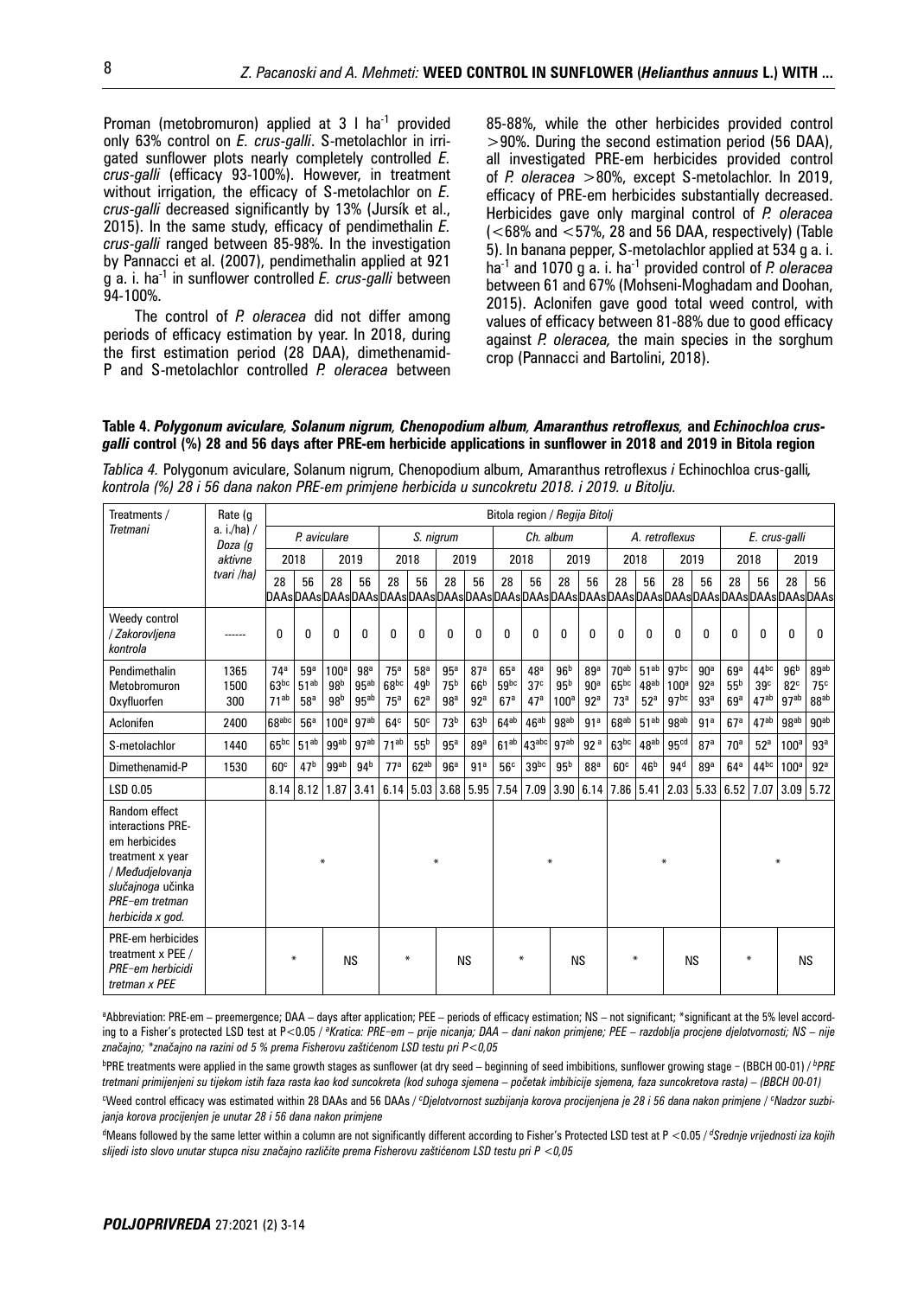Proman (metobromuron) applied at 3 l ha$^{-1}$ provided only 63% control on *E. crus-galli*. S-metolachlor in irrigated sunflower plots nearly completely controlled *E. crus-galli* (efficacy 93-100%). However, in treatment without irrigation, the efficacy of S-metolachlor on *E. crus-galli* decreased significantly by 13% (Jursík et al., 2015). In the same study, efficacy of pendimethalin *E. crus-galli* ranged between 85-98%. In the investigation by Pannacci et al. (2007), pendimethalin applied at 921 g a. i. ha$^{-1}$ in sunflower controlled *E. crus-galli* between 94-100%.

The control of *P. oleracea* did not differ among periods of efficacy estimation by year. In 2018, during the first estimation period (28 DAA), dimethenamid-P and S-metolachlor controlled *P. oleracea* between 85-88%, while the other herbicides provided control >90%. During the second estimation period (56 DAA), all investigated PRE-em herbicides provided control of *P. oleracea* >80%, except S-metolachlor. In 2019, efficacy of PRE-em herbicides substantially decreased. Herbicides gave only marginal control of *P. oleracea* (<68% and <57%, 28 and 56 DAA, respectively) (Table 5). In banana pepper, S-metolachlor applied at 534 g a. i. ha$^{-1}$ and 1070 g a. i. ha$^{-1}$ provided control of *P. oleracea* between 61 and 67% (Mohseni-Moghadam and Doohan, 2015). Aclonifen gave good total weed control, with values of efficacy between 81-88% due to good efficacy against *P. oleracea,* the main species in the sorghum crop (Pannacci and Bartolini, 2018).

**Table 4. *Polygonum aviculare, Solanum nigrum, Chenopodium album, Amaranthus retroflexus,* and *Echinochloa crus-galli* control (%) 28 and 56 days after PRE-em herbicide applications in sunflower in 2018 and 2019 in Bitola region**

*Tablica 4.* Polygonum aviculare, Solanum nigrum, Chenopodium album, Amaranthus retroflexus *i* Echinochloa crus-galli*, kontrola (%) 28 i 56 dana nakon PRE-em primjene herbicida u suncokretu 2018. i 2019. u Bitolju.*

| Treatments / *Tretmani* | Rate (g a. i./ha) / *Doza (g aktivne tvari /ha)* | Bitola region / *Regija Bitolj* | | | | | | | | | | | | | | | | | | | |
|---|---|---|---|---|---|---|---|---|---|---|---|---|---|---|---|---|---|---|---|---|---|
| | | *P. aviculare* | | | | *S. nigrum* | | | | *Ch. album* | | | | *A. retroflexus* | | | | *E. crus-galli* | | | |
| | | 2018 | | 2019 | | 2018 | | 2019 | | 2018 | | 2019 | | 2018 | | 2019 | | 2018 | | 2019 | |
| | | 28 DAAs | 56 DAAs | 28 DAAs | 56 DAAs | 28 DAAs | 56 DAAs | 28 DAAs | 56 DAAs | 28 DAAs | 56 DAAs | 28 DAAs | 56 DAAs | 28 DAAs | 56 DAAs | 28 DAAs | 56 DAAs | 28 DAAs | 56 DAAs | 28 DAAs | 56 DAAs |
| Weedy control / *Zakorovljena kontrola* | ------ | 0 | 0 | 0 | 0 | 0 | 0 | 0 | 0 | 0 | 0 | 0 | 0 | 0 | 0 | 0 | 0 | 0 | 0 | 0 | 0 |
| Pendimethalin | 1365 | 74[a] | 59[a] | 100[a] | 98[a] | 75[a] | 58[a] | 95[a] | 87[a] | 65[a] | 48[a] | 96[b] | 89[a] | 70[ab] | 51[ab] | 97[bc] | 90[a] | 69[a] | 44[bc] | 96[b] | 89[ab] |
| Metobromuron | 1500 | 63[bc] | 51[ab] | 98[b] | 95[ab] | 68[bc] | 49[b] | 75[b] | 66[b] | 59[bc] | 37[c] | 95[b] | 90[a] | 65[bc] | 48[ab] | 100[a] | 92[a] | 55[b] | 39[c] | 82[c] | 75[c] |
| Oxyfluorfen | 300 | 71[ab] | 58[a] | 98[b] | 95[ab] | 75[a] | 62[a] | 98[a] | 92[a] | 67[a] | 47[a] | 100[a] | 92[a] | 73[a] | 52[a] | 97[bc] | 93[a] | 69[a] | 47[ab] | 97[ab] | 88[ab] |
| Aclonifen | 2400 | 68[abc] | 56[a] | 100[a] | 97[ab] | 64[c] | 50[c] | 73[b] | 63[b] | 64[ab] | 46[ab] | 98[ab] | 91[a] | 68[ab] | 51[ab] | 98[ab] | 91[a] | 67[a] | 47[ab] | 98[ab] | 90[ab] |
| S-metolachlor | 1440 | 65[bc] | 51[ab] | 99[ab] | 97[ab] | 71[ab] | 55[b] | 95[a] | 89[a] | 61[ab] | 43[abc] | 97[ab] | 92 [a] | 63[bc] | 48[ab] | 95[cd] | 87[a] | 70[a] | 52[a] | 100[a] | 93[a] |
| Dimethenamid-P | 1530 | 60[c] | 47[b] | 99[ab] | 94[b] | 77[a] | 62[ab] | 96[a] | 91[a] | 56[c] | 39[bc] | 95[b] | 88[a] | 60[c] | 46[b] | 94[d] | 89[a] | 64[a] | 44[bc] | 100[a] | 92[a] |
| LSD 0.05 | | 8.14 | 8.12 | 1.87 | 3.41 | 6.14 | 5.03 | 3.68 | 5.95 | 7.54 | 7.09 | 3.90 | 6.14 | 7.86 | 5.41 | 2.03 | 5.33 | 6.52 | 7.07 | 3.09 | 5.72 |
| Random effect interactions PRE-em herbicides treatment x year / *Međudjelovanja slučajnoga učinka PRE–em tretman herbicida x god.* | | * | | | | * | | | | * | | | | * | | | | * | | | |
| PRE-em herbicides treatment x PEE / *PRE–em herbicidi tretman x PEE* | | * | | NS | | * | | NS | | * | | NS | | * | | NS | | * | | NS | |

[a]Abbreviation: PRE-em – preemergence; DAA – days after application; PEE – periods of efficacy estimation; NS – not significant; *significant at the 5% level according to a Fisher's protected LSD test at P<0.05 / [a]*Kratica: PRE–em – prije nicanja; DAA – dani nakon primjene; PEE – razdoblja procjene djelotvornosti; NS – nije značajno; *značajno na razini od 5 % prema Fisherovu zaštićenom LSD testu pri P<0,05*

[b]PRE treatments were applied in the same growth stages as sunflower (at dry seed – beginning of seed imbibitions, sunflower growing stage – (BBCH 00-01) / [b]*PRE tretmani primijenjeni su tijekom istih faza rasta kao kod suncokreta (kod suhoga sjemena – početak imbibicije sjemena, faza suncokretova rasta) – (BBCH 00-01)*

[c]Weed control efficacy was estimated within 28 DAAs and 56 DAAs / [c]*Djelotvornost suzbijanja korova procijenjena je 28 i 56 dana nakon primjene* / [c]*Nadzor suzbijanja korova procijenjen je unutar 28 i 56 dana nakon primjene*

[d]Means followed by the same letter within a column are not significantly different according to Fisher's Protected LSD test at P <0.05 / [d]*Srednje vrijednosti iza kojih slijedi isto slovo unutar stupca nisu značajno različite prema Fisherovu zaštićenom LSD testu pri P <0,05*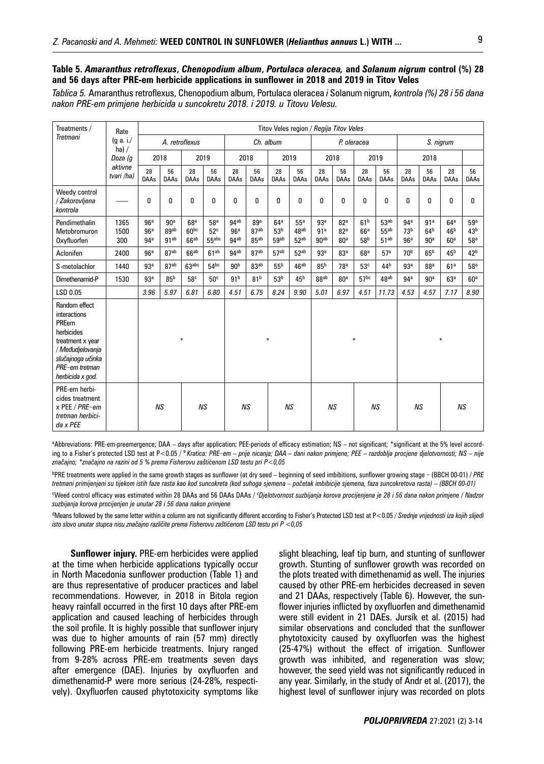**Table 5. *Amaranthus retroflexus*, *Chenopodium album*, *Portulaca oleracea,* and *Solanum nigrum* control (%) 28 and 56 days after PRE-em herbicide applications in sunflower in 2018 and 2019 in Titov Veles**

*Tablica 5.* Amaranthus retroflexus, Chenopodium album, Portulaca oleracea *i* Solanum nigrum, *kontrola (%) 28 i 56 dana nakon PRE-em primjene herbicida u suncokretu 2018. i 2019. u Titovu Velesu.*

| Treatments / *Tretmani* | Rate (g a. i./ ha) / *Doza (g aktivne tvari /ha)* | Titov Veles region / *Regija Titov Veles* | | | | | | | | | | | | | | | |
|---|---|---|---|---|---|---|---|---|---|---|---|---|---|---|---|---|---|
| | | *A. retroflexus* | | | | *Ch. album* | | | | *P. oleracea* | | | | *S. nigrum* | | | |
| | | 2018 | | 2019 | | 2018 | | 2019 | | 2018 | | 2019 | | 2018 | | | |
| | | 28 DAAs | 56 DAAs | 28 DAAs | 56 DAAs | 28 DAAs | 56 DAAs | 28 DAAs | 56 DAAs | 28 DAAs | 56 DAAs | 28 DAAs | 56 DAAs | 28 DAAs | 56 DAAs | 28 DAAs | 56 DAAs |
| Weedy control / *Zakorovljena kontrola* | ------ | 0 | 0 | 0 | 0 | 0 | 0 | 0 | 0 | 0 | 0 | 0 | 0 | 0 | 0 | 0 | 0 |
| Pendimethalin<br>Metobromuron<br>Oxyfluorfen | 1365<br>1500<br>300 | 96[a]<br>96[a]<br>94[a] | 90[a]<br>89[ab]<br>91[ab] | 68[a]<br>60[bc]<br>66[ab] | 58[a]<br>52[c]<br>55[abc] | 94[ab]<br>96[a]<br>94[ab] | 89[a]<br>87[ab]<br>85[ab] | 64[a]<br>53[b]<br>59[ab] | 55[a]<br>48[ab]<br>52[ab] | 93[a]<br>91[a]<br>90[ab] | 82[a]<br>82[a]<br>80[a] | 61[b]<br>66[a]<br>58[b] | 53[ab]<br>55[ab]<br>51[ab] | 94[a]<br>73[b]<br>96[a] | 91[a]<br>64[b]<br>90[a] | 64[a]<br>46[b]<br>60[a] | 59[a]<br>43[b]<br>58[a] |
| Aclonifen | 2400 | 96[a] | 87[ab] | 66[ab] | 61[ab] | 94[ab] | 87[ab] | 57[ab] | 52[ab] | 93[a] | 83[a] | 68[a] | 57[a] | 70[b] | 65[b] | 45[b] | 42[b] |
| S-metolachlor | 1440 | 93[a] | 87[ab] | 63[abc] | 54[bc] | 90[b] | 83[ab] | 55[b] | 46[ab] | 85[b] | 78[a] | 53[c] | 44[b] | 93[a] | 88[a] | 61[a] | 58[a] |
| Dimethenamid-P | 1530 | 93[a] | 85[b] | 58[c] | 50[c] | 91[b] | 81[b] | 53[b] | 45[b] | 88[ab] | 80[a] | 57[bc] | 48[ab] | 94[a] | 90[a] | 63[a] | 60[a] |
| LSD 0.05 | | *3.96* | *5.97* | *6.81* | *6.80* | *4.51* | *6.75* | *8.24* | *9.90* | *5.01* | *6.97* | *4.51* | *11.73* | *4.53* | *4.57* | *7.17* | *8.90* |
| Random effect interactions PREem herbicides treatment x year / *Međudjelovanja slučajnog učinka PRE–em tretman herbicida x god.* | | * | | | | * | | | | * | | | | * | | | |
| PRE-em herbicides treatment x PEE / *PRE–em tretman herbicida x PEE* | | *NS* | | *NS* | | *NS* | | *NS* | | *NS* | | *NS* | | *NS* | | *NS* | |

[a]Abbreviations: PRE-em-preemergence; DAA – days after application; PEE-periods of efficacy estimation; NS – not significant; *significant at the 5% level according to a Fisher's protected LSD test at P<0.05 / [a] *Kratica: PRE–em – prije nicanja; DAA – dani nakon primjene; PEE – razdoblja procjene djelotvornosti; NS – nije značajno; *značajno na razini od 5 % prema Fisherovu zaštićenom LSD testu pri P<0,05*

[b]PRE treatments were applied in the same growth stages as sunflower (at dry seed – beginning of seed imbibitions, sunflower growing stage – (BBCH 00-01) / *PRE tretmani primijenjeni su tijekom istih faze rasta kao kod suncokreta (kod suhoga sjemena – početak imbibicije sjemena, faza suncokretova rasta) – (BBCH 00-01)*

[c]Weed control efficacy was estimated within 28 DAAs and 56 DAAs DAAs / [c]*Djelotvornost suzbijanja korova procijenjena je 28 i 56 dana nakon primjene / Nadzor suzbijanja korova procijenjen je unutar 28 i 56 dana nakon primjene*

[d]Means followed by the same letter within a column are not significantly different according to Fisher's Protected LSD test at P<0.05 / *Srednje vrijednosti iza kojih slijedi isto slovo unutar stupca nisu značajno različite prema Fisherovu zaštićenom LSD testu pri P <0,05*

**Sunflower injury.** PRE-em herbicides were applied at the time when herbicide applications typically occur in North Macedonia sunflower production (Table 1) and are thus representative of producer practices and label recommendations. However, in 2018 in Bitola region heavy rainfall occurred in the first 10 days after PRE-em application and caused leaching of herbicides through the soil profile. It is highly possible that sunflower injury was due to higher amounts of rain (57 mm) directly following PRE-em herbicide treatments. Injury ranged from 9-28% across PRE-em treatments seven days after emergence (DAE). Injuries by oxyfluorfen and dimethenamid-P were more serious (24-28%, respectively). Oxyfluorfen caused phytotoxicity symptoms like slight bleaching, leaf tip burn, and stunting of sunflower growth. Stunting of sunflower growth was recorded on the plots treated with dimethenamid as well. The injuries caused by other PRE-em herbicides decreased in seven and 21 DAAs, respectively (Table 6). However, the sunflower injuries inflicted by oxyfluorfen and dimethenamid were still evident in 21 DAEs. Jursík et al. (2015) had similar observations and concluded that the sunflower phytotoxicity caused by oxyfluorfen was the highest (25-47%) without the effect of irrigation. Sunflower growth was inhibited, and regeneration was slow; however, the seed yield was not significantly reduced in any year. Similarly, in the study of Andr et al. (2017), the highest level of sunflower injury was recorded on plots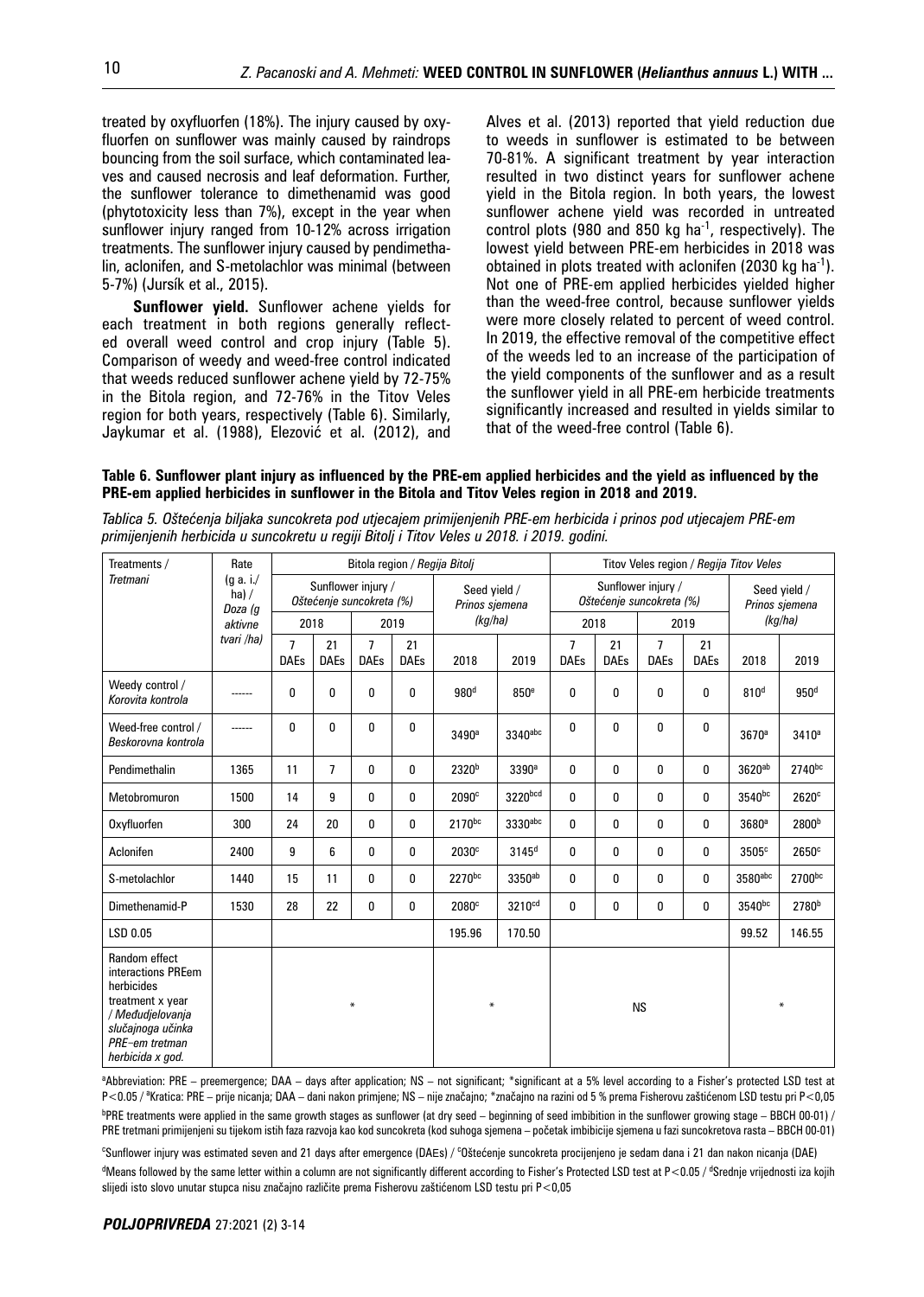treated by oxyfluorfen (18%). The injury caused by oxyfluorfen on sunflower was mainly caused by raindrops bouncing from the soil surface, which contaminated leaves and caused necrosis and leaf deformation. Further, the sunflower tolerance to dimethenamid was good (phytotoxicity less than 7%), except in the year when sunflower injury ranged from 10-12% across irrigation treatments. The sunflower injury caused by pendimethalin, aclonifen, and S-metolachlor was minimal (between 5-7%) (Jursík et al., 2015).

**Sunflower yield.** Sunflower achene yields for each treatment in both regions generally reflected overall weed control and crop injury (Table 5). Comparison of weedy and weed-free control indicated that weeds reduced sunflower achene yield by 72-75% in the Bitola region, and 72-76% in the Titov Veles region for both years, respectively (Table 6). Similarly, Jaykumar et al. (1988), Elezović et al. (2012), and Alves et al. (2013) reported that yield reduction due to weeds in sunflower is estimated to be between 70-81%. A significant treatment by year interaction resulted in two distinct years for sunflower achene yield in the Bitola region. In both years, the lowest sunflower achene yield was recorded in untreated control plots (980 and 850 kg ha$^{-1}$, respectively). The lowest yield between PRE-em herbicides in 2018 was obtained in plots treated with aclonifen (2030 kg ha$^{-1}$). Not one of PRE-em applied herbicides yielded higher than the weed-free control, because sunflower yields were more closely related to percent of weed control. In 2019, the effective removal of the competitive effect of the weeds led to an increase of the participation of the yield components of the sunflower and as a result the sunflower yield in all PRE-em herbicide treatments significantly increased and resulted in yields similar to that of the weed-free control (Table 6).

**Table 6. Sunflower plant injury as influenced by the PRE-em applied herbicides and the yield as influenced by the PRE-em applied herbicides in sunflower in the Bitola and Titov Veles region in 2018 and 2019.**

*Tablica 5. Oštećenja biljaka suncokreta pod utjecajem primijenjenih PRE-em herbicida i prinos pod utjecajem PRE-em primijenjenih herbicida u suncokretu u regiji Bitolj i Titov Veles u 2018. i 2019. godini.*

| Treatments / *Tretmani* | Rate (g a. i./ha) / Doza (g aktivne tvari /ha) | Bitola region / *Regija Bitolj* | | | | | | Titov Veles region / *Regija Titov Veles* | | | | | |
|---|---|---|---|---|---|---|---|---|---|---|---|---|---|
| | | Sunflower injury / *Oštećenje suncokreta (%)* | | | | Seed yield / *Prinos sjemena* (kg/ha) | | Sunflower injury / *Oštećenje suncokreta (%)* | | | | Seed yield / *Prinos sjemena* (kg/ha) | |
| | | 2018 | | 2019 | | | | 2018 | | 2019 | | | |
| | | 7 DAEs | 21 DAEs | 7 DAEs | 21 DAEs | 2018 | 2019 | 7 DAEs | 21 DAEs | 7 DAEs | 21 DAEs | 2018 | 2019 |
| Weedy control / *Korovita kontrola* | ------ | 0 | 0 | 0 | 0 | 980[d] | 850[e] | 0 | 0 | 0 | 0 | 810[d] | 950[d] |
| Weed-free control / *Beskorovna kontrola* | ------ | 0 | 0 | 0 | 0 | 3490[a] | 3340[abc] | 0 | 0 | 0 | 0 | 3670[a] | 3410[a] |
| Pendimethalin | 1365 | 11 | 7 | 0 | 0 | 2320[b] | 3390[a] | 0 | 0 | 0 | 0 | 3620[ab] | 2740[bc] |
| Metobromuron | 1500 | 14 | 9 | 0 | 0 | 2090[c] | 3220[bcd] | 0 | 0 | 0 | 0 | 3540[bc] | 2620[c] |
| Oxyfluorfen | 300 | 24 | 20 | 0 | 0 | 2170[bc] | 3330[abc] | 0 | 0 | 0 | 0 | 3680[a] | 2800[b] |
| Aclonifen | 2400 | 9 | 6 | 0 | 0 | 2030[c] | 3145[d] | 0 | 0 | 0 | 0 | 3505[c] | 2650[c] |
| S-metolachlor | 1440 | 15 | 11 | 0 | 0 | 2270[bc] | 3350[ab] | 0 | 0 | 0 | 0 | 3580[abc] | 2700[bc] |
| Dimethenamid-P | 1530 | 28 | 22 | 0 | 0 | 2080[c] | 3210[cd] | 0 | 0 | 0 | 0 | 3540[bc] | 2780[b] |
| LSD 0.05 | | | | | | 195.96 | 170.50 | | | | | 99.52 | 146.55 |
| Random effect interactions PREem herbicides treatment x year / *Međudjelovanja slučajnog učinka PRE–em tretman herbicida x god.* | | * | | | | * | | NS | | | | * | |

[a]Abbreviation: PRE – preemergence; DAA – days after application; NS – not significant; *significant at a 5% level according to a Fisher's protected LSD test at P<0.05 / [a]Kratica: PRE – prije nicanja; DAA – dani nakon primjene; NS – nije značajno; *značajno na razini od 5 % prema Fisherovu zaštićenom LSD testu pri P<0,05

[b]PRE treatments were applied in the same growth stages as sunflower (at dry seed – beginning of seed imbibition in the sunflower growing stage – BBCH 00-01) / PRE tretmani primijenjeni su tijekom istih faza razvoja kao kod suncokreta (kod suhoga sjemena – početak imbibicije sjemena u fazi suncokretova rasta – BBCH 00-01)

[c]Sunflower injury was estimated seven and 21 days after emergence (DAEs) / [c]Oštećenje suncokreta procijenjeno je sedam dana i 21 dan nakon nicanja (DAE)

[d]Means followed by the same letter within a column are not significantly different according to Fisher's Protected LSD test at P<0.05 / [d]Srednje vrijednosti iza kojih slijedi isto slovo unutar stupca nisu značajno različite prema Fisherovu zaštićenom LSD testu pri P<0,05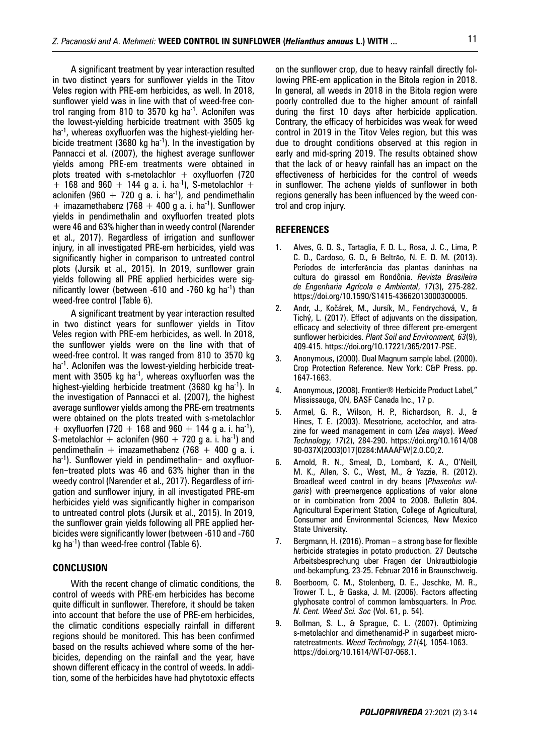A significant treatment by year interaction resulted in two distinct years for sunflower yields in the Titov Veles region with PRE-em herbicides, as well. In 2018, sunflower yield was in line with that of weed-free control ranging from 810 to 3570 kg ha$^{-1}$. Aclonifen was the lowest-yielding herbicide treatment with 3505 kg ha$^{-1}$, whereas oxyfluorfen was the highest-yielding herbicide treatment (3680 kg ha$^{-1}$). In the investigation by Pannacci et al. (2007), the highest average sunflower yields among PRE-em treatments were obtained in plots treated with s-metolachlor + oxyfluorfen (720 + 168 and 960 + 144 g a. i. ha$^{-1}$), S-metolachlor + aclonifen (960 + 720 g a. i. ha$^{-1}$), and pendimethalin + imazamethabenz (768 + 400 g a. i. ha$^{-1}$). Sunflower yields in pendimethalin and oxyfluorfen treated plots were 46 and 63% higher than in weedy control (Narender et al., 2017). Regardless of irrigation and sunflower injury, in all investigated PRE-em herbicides, yield was significantly higher in comparison to untreated control plots (Jursík et al., 2015). In 2019, sunflower grain yields following all PRE applied herbicides were significantly lower (between -610 and -760 kg ha$^{-1}$) than weed-free control (Table 6).

A significant treatment by year interaction resulted in two distinct years for sunflower yields in Titov Veles region with PRE-em herbicides, as well. In 2018, the sunflower yields were on the line with that of weed-free control. It was ranged from 810 to 3570 kg ha$^{-1}$. Aclonifen was the lowest-yielding herbicide treatment with 3505 kg ha$^{-1}$, whereas oxyfluorfen was the highest-yielding herbicide treatment (3680 kg ha$^{-1}$). In the investigation of Pannacci et al. (2007), the highest average sunflower yields among the PRE-em treatments were obtained on the plots treated with s-metolachlor + oxyfluorfen (720 + 168 and 960 + 144 g a. i. ha$^{-1}$), S-metolachlor + aclonifen (960 + 720 g a. i. ha$^{-1}$) and pendimethalin + imazamethabenz (768 + 400 g a. i. ha$^{-1}$). Sunflower yield in pendimethalin– and oxyfluorfen–treated plots was 46 and 63% higher than in the weedy control (Narender et al., 2017). Regardless of irrigation and sunflower injury, in all investigated PRE-em herbicides yield was significantly higher in comparison to untreated control plots (Jursík et al., 2015). In 2019, the sunflower grain yields following all PRE applied herbicides were significantly lower (between -610 and -760 kg ha$^{-1}$) than weed-free control (Table 6).

## CONCLUSION

With the recent change of climatic conditions, the control of weeds with PRE-em herbicides has become quite difficult in sunflower. Therefore, it should be taken into account that before the use of PRE-em herbicides, the climatic conditions especially rainfall in different regions should be monitored. This has been confirmed based on the results achieved where some of the herbicides, depending on the rainfall and the year, have shown different efficacy in the control of weeds. In addition, some of the herbicides have had phytotoxic effects on the sunflower crop, due to heavy rainfall directly following PRE-em application in the Bitola region in 2018. In general, all weeds in 2018 in the Bitola region were poorly controlled due to the higher amount of rainfall during the first 10 days after herbicide application. Contrary, the efficacy of herbicides was weak for weed control in 2019 in the Titov Veles region, but this was due to drought conditions observed at this region in early and mid-spring 2019. The results obtained show that the lack of or heavy rainfall has an impact on the effectiveness of herbicides for the control of weeds in sunflower. The achene yields of sunflower in both regions generally has been influenced by the weed control and crop injury.

## REFERENCES

1. Alves, G. D. S., Tartaglia, F. D. L., Rosa, J. C., Lima, P. C. D., Cardoso, G. D., & Beltrão, N. E. D. M. (2013). Períodos de interferência das plantas daninhas na cultura do girassol em Rondônia. *Revista Brasileira de Engenharia Agrícola e Ambiental*, *17*(3), 275-282. https://doi.org/10.1590/S1415-43662013000300005.
2. Andr, J., Kočárek, M., Jursík, M., Fendrychová, V., & Tichý, L. (2017). Effect of adjuvants on the dissipation, efficacy and selectivity of three different pre-emergent sunflower herbicides. *Plant Soil and Environment, 63*(9), 409-415. https://doi.org/10.17221/365/2017-PSE.
3. Anonymous, (2000). Dual Magnum sample label. (2000). Crop Protection Reference. New York: C&P Press. pp. 1647-1663.
4. Anonymous, (2008). Frontier® Herbicide Product Label," Mississauga, ON, BASF Canada Inc., 17 p.
5. Armel, G. R., Wilson, H. P., Richardson, R. J., & Hines, T. E. (2003). Mesotrione, acetochlor, and atrazine for weed management in corn (*Zea mays*). *Weed Technology, 17*(2), 284-290. https://doi.org/10.1614/0890-037X(2003)017[0284:MAAAFW]2.0.CO;2.
6. Arnold, R. N., Smeal, D., Lombard, K. A., O'Neill, M. K., Allen, S. C., West, M., & Yazzie, R. (2012). Broadleaf weed control in dry beans (*Phaseolus vulgaris*) with preemergence applications of valor alone or in combination from 2004 to 2008. Bulletin 804. Agricultural Experiment Station, College of Agricultural, Consumer and Environmental Sciences, New Mexico State University.
7. Bergmann, H. (2016). Proman – a strong base for flexible herbicide strategies in potato production. 27 Deutsche Arbeitsbesprechung uber Fragen der Unkrautbiologie und-bekampfung, 23-25. Februar 2016 in Braunschweig.
8. Boerboom, C. M., Stolenberg, D. E., Jeschke, M. R., Trower T. L., & Gaska, J. M. (2006). Factors affecting glyphosate control of common lambsquarters. In *Proc. N. Cent. Weed Sci. Soc* (Vol. 61, p. 54).
9. Bollman, S. L., & Sprague, C. L. (2007). Optimizing s-metolachlor and dimethenamid-P in sugarbeet microratetreatments. *Weed Technology, 21*(4)*,* 1054-1063. https://doi.org/10.1614/WT-07-068.1.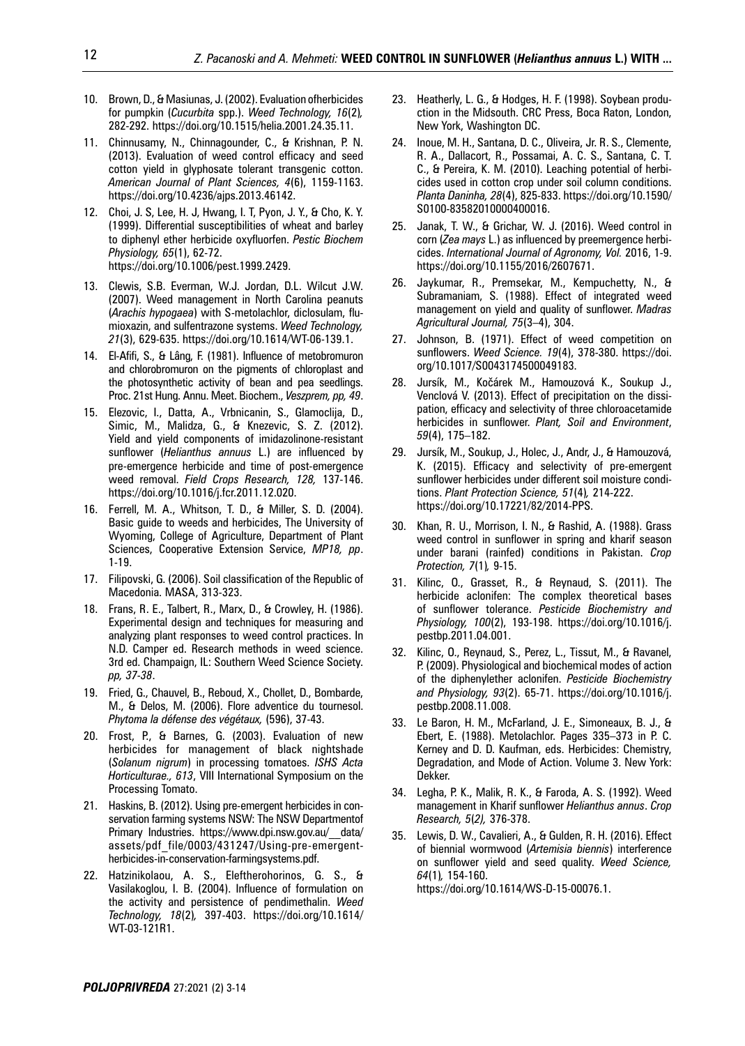10. Brown, D., & Masiunas, J. (2002). Evaluation ofherbicides for pumpkin (*Cucurbita* spp.). *Weed Technology, 16*(2), 282-292. https://doi.org/10.1515/helia.2001.24.35.11.
11. Chinnusamy, N., Chinnagounder, C., & Krishnan, P. N. (2013). Evaluation of weed control efficacy and seed cotton yield in glyphosate tolerant transgenic cotton. *American Journal of Plant Sciences, 4*(6), 1159-1163. https://doi.org/10.4236/ajps.2013.46142.
12. Choi, J. S, Lee, H. J, Hwang, I. T, Pyon, J. Y., & Cho, K. Y. (1999). Differential susceptibilities of wheat and barley to diphenyl ether herbicide oxyfluorfen. *Pestic Biochem Physiology, 65*(1), 62-72. https://doi.org/10.1006/pest.1999.2429.
13. Clewis, S.B. Everman, W.J. Jordan, D.L. Wilcut J.W. (2007). Weed management in North Carolina peanuts (*Arachis hypogaea*) with S-metolachlor, diclosulam, flumioxazin, and sulfentrazone systems. *Weed Technology, 21*(3), 629-635. https://doi.org/10.1614/WT-06-139.1.
14. El-Afifi, S., & Lâng, F. (1981). Influence of metobromuron and chlorobromuron on the pigments of chloroplast and the photosynthetic activity of bean and pea seedlings. Proc. 21st Hung. Annu. Meet. Biochem., *Veszprem, pp, 49*.
15. Elezovic, I., Datta, A., Vrbnicanin, S., Glamoclija, D., Simic, M., Malidza, G., & Knezevic, S. Z. (2012). Yield and yield components of imidazolinone-resistant sunflower (*Helianthus annuus* L.) are influenced by pre-emergence herbicide and time of post-emergence weed removal. *Field Crops Research, 128,* 137-146. https://doi.org/10.1016/j.fcr.2011.12.020.
16. Ferrell, M. A., Whitson, T. D., & Miller, S. D. (2004). Basic guide to weeds and herbicides, The University of Wyoming, College of Agriculture, Department of Plant Sciences, Cooperative Extension Service, *MP18, pp*. 1-19.
17. Filipovski, G. (2006). Soil classification of the Republic of Macedonia. MASA, 313-323.
18. Frans, R. E., Talbert, R., Marx, D., & Crowley, H. (1986). Experimental design and techniques for measuring and analyzing plant responses to weed control practices. In N.D. Camper ed. Research methods in weed science. 3rd ed. Champaign, IL: Southern Weed Science Society. *pp, 37-38*.
19. Fried, G., Chauvel, B., Reboud, X., Chollet, D., Bombarde, M., & Delos, M. (2006). Flore adventice du tournesol. *Phytoma la défense des végétaux,* (596), 37-43.
20. Frost, P., & Barnes, G. (2003). Evaluation of new herbicides for management of black nightshade (*Solanum nigrum*) in processing tomatoes. *ISHS Acta Horticulturae., 613*, VIII International Symposium on the Processing Tomato.
21. Haskins, B. (2012). Using pre-emergent herbicides in conservation farming systems NSW: The NSW Departmentof Primary Industries. https://www.dpi.nsw.gov.au/__data/assets/pdf_file/0003/431247/Using-pre-emergent-herbicides-in-conservation-farmingsystems.pdf.
22. Hatzinikolaou, A. S., Eleftherohorinos, G. S., & Vasilakoglou, I. B. (2004). Influence of formulation on the activity and persistence of pendimethalin. *Weed Technology, 18*(2), 397-403. https://doi.org/10.1614/WT-03-121R1.
23. Heatherly, L. G., & Hodges, H. F. (1998). Soybean production in the Midsouth. CRC Press, Boca Raton, London, New York, Washington DC.
24. Inoue, M. H., Santana, D. C., Oliveira, Jr. R. S., Clemente, R. A., Dallacort, R., Possamai, A. C. S., Santana, C. T. C., & Pereira, K. M. (2010). Leaching potential of herbicides used in cotton crop under soil column conditions. *Planta Daninha, 28*(4), 825-833. https://doi.org/10.1590/S0100-83582010000400016.
25. Janak, T. W., & Grichar, W. J. (2016). Weed control in corn (*Zea mays* L.) as influenced by preemergence herbicides. *International Journal of Agronomy, Vol.* 2016, 1-9. https://doi.org/10.1155/2016/2607671.
26. Jaykumar, R., Premsekar, M., Kempuchetty, N., & Subramaniam, S. (1988). Effect of integrated weed management on yield and quality of sunflower. *Madras Agricultural Journal, 75*(3–4), 304.
27. Johnson, B. (1971). Effect of weed competition on sunflowers. *Weed Science. 19*(4), 378-380. https://doi.org/10.1017/S0043174500049183.
28. Jursík, M., Kočárek M., Hamouzová K., Soukup J., Venclová V. (2013). Effect of precipitation on the dissipation, efficacy and selectivity of three chloroacetamide herbicides in sunflower. *Plant, Soil and Environment*, *59*(4), 175–182.
29. Jursík, M., Soukup, J., Holec, J., Andr, J., & Hamouzová, K. (2015). Efficacy and selectivity of pre-emergent sunflower herbicides under different soil moisture conditions. *Plant Protection Science, 51*(4), 214-222. https://doi.org/10.17221/82/2014-PPS.
30. Khan, R. U., Morrison, I. N., & Rashid, A. (1988). Grass weed control in sunflower in spring and kharif season under barani (rainfed) conditions in Pakistan. *Crop Protection, 7*(1), 9-15.
31. Kilinc, O., Grasset, R., & Reynaud, S. (2011). The herbicide aclonifen: The complex theoretical bases of sunflower tolerance. *Pesticide Biochemistry and Physiology, 100*(2), 193-198. https://doi.org/10.1016/j.pestbp.2011.04.001.
32. Kilinc, O., Reynaud, S., Perez, L., Tissut, M., & Ravanel, P. (2009). Physiological and biochemical modes of action of the diphenylether aclonifen. *Pesticide Biochemistry and Physiology, 93*(2). 65-71. https://doi.org/10.1016/j.pestbp.2008.11.008.
33. Le Baron, H. M., McFarland, J. E., Simoneaux, B. J., & Ebert, E. (1988). Metolachlor. Pages 335–373 in P. C. Kerney and D. D. Kaufman, eds. Herbicides: Chemistry, Degradation, and Mode of Action. Volume 3. New York: Dekker.
34. Legha, P. K., Malik, R. K., & Faroda, A. S. (1992). Weed management in Kharif sunflower *Helianthus annus*. *Crop Research, 5*(2), 376-378.
35. Lewis, D. W., Cavalieri, A., & Gulden, R. H. (2016). Effect of biennial wormwood (*Artemisia biennis*) interference on sunflower yield and seed quality. *Weed Science, 64*(1), 154-160. https://doi.org/10.1614/WS-D-15-00076.1.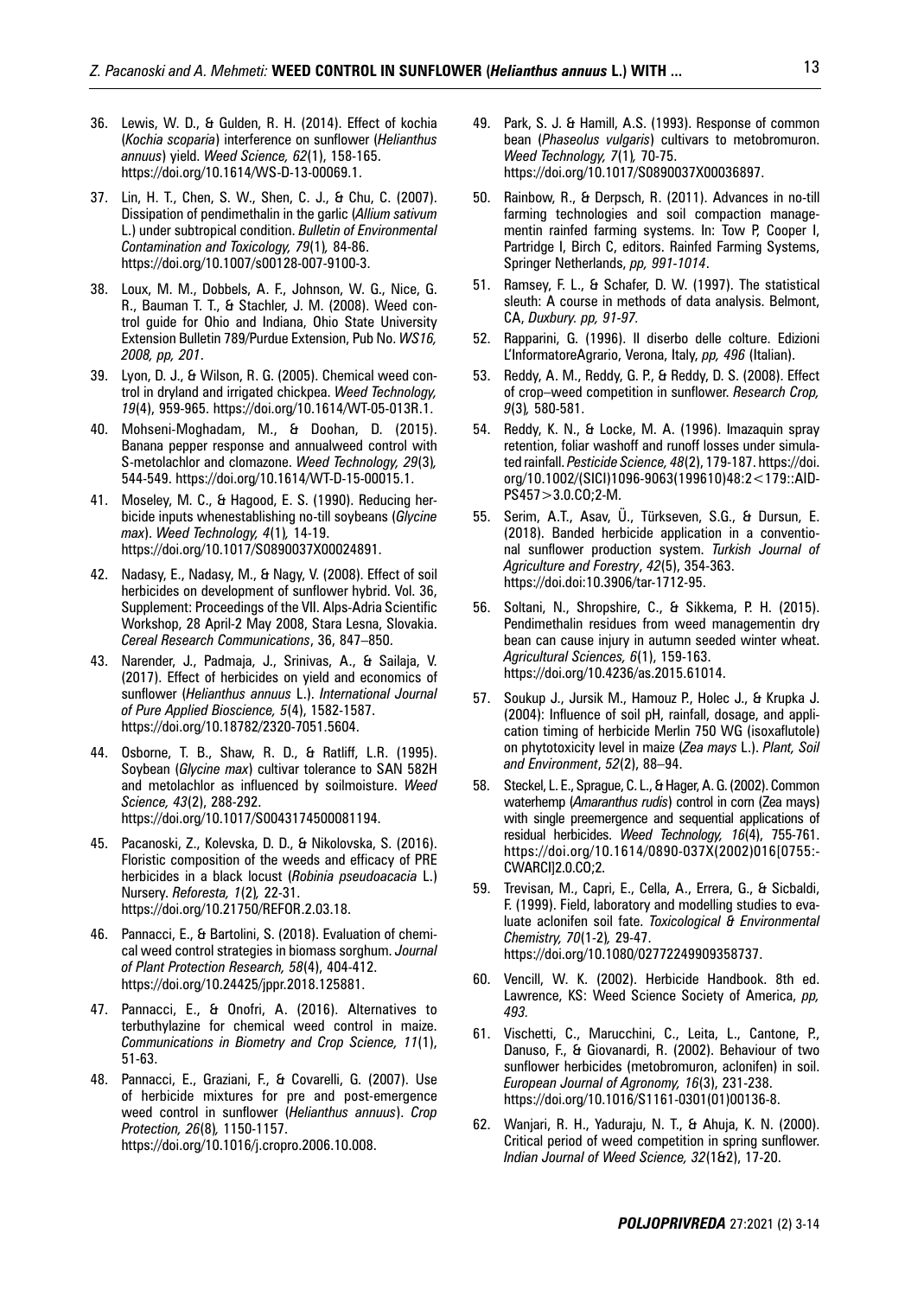36. Lewis, W. D., & Gulden, R. H. (2014). Effect of kochia (*Kochia scoparia*) interference on sunflower (*Helianthus annuus*) yield. *Weed Science, 62*(1), 158-165. https://doi.org/10.1614/WS-D-13-00069.1.

37. Lin, H. T., Chen, S. W., Shen, C. J., & Chu, C. (2007). Dissipation of pendimethalin in the garlic (*Allium sativum* L.) under subtropical condition. *Bulletin of Environmental Contamination and Toxicology, 79*(1)*,* 84-86. https://doi.org/10.1007/s00128-007-9100-3.

38. Loux, M. M., Dobbels, A. F., Johnson, W. G., Nice, G. R., Bauman T. T., & Stachler, J. M. (2008). Weed control guide for Ohio and Indiana, Ohio State University Extension Bulletin 789/Purdue Extension, Pub No. *WS16, 2008, pp, 201*.

39. Lyon, D. J., & Wilson, R. G. (2005). Chemical weed control in dryland and irrigated chickpea. *Weed Technology, 19*(4), 959-965. https://doi.org/10.1614/WT-05-013R.1.

40. Mohseni-Moghadam, M., & Doohan, D. (2015). Banana pepper response and annualweed control with S-metolachlor and clomazone. *Weed Technology, 29*(3)*,* 544-549. https://doi.org/10.1614/WT-D-15-00015.1.

41. Moseley, M. C., & Hagood, E. S. (1990). Reducing herbicide inputs whenestablishing no-till soybeans (*Glycine max*). *Weed Technology, 4*(1)*,* 14-19. https://doi.org/10.1017/S0890037X00024891.

42. Nadasy, E., Nadasy, M., & Nagy, V. (2008). Effect of soil herbicides on development of sunflower hybrid. Vol. 36, Supplement: Proceedings of the VII. Alps-Adria Scientific Workshop, 28 April-2 May 2008, Stara Lesna, Slovakia. *Cereal Research Communications*, 36, 847–850.

43. Narender, J., Padmaja, J., Srinivas, A., & Sailaja, V. (2017). Effect of herbicides on yield and economics of sunflower (*Helianthus annuus* L.). *International Journal of Pure Applied Bioscience, 5*(4), 1582-1587. https://doi.org/10.18782/2320-7051.5604.

44. Osborne, T. B., Shaw, R. D., & Ratliff, L.R. (1995). Soybean (*Glycine max*) cultivar tolerance to SAN 582H and metolachlor as influenced by soilmoisture. *Weed Science, 43*(2), 288-292. https://doi.org/10.1017/S0043174500081194.

45. Pacanoski, Z., Kolevska, D. D., & Nikolovska, S. (2016). Floristic composition of the weeds and efficacy of PRE herbicides in a black locust (*Robinia pseudoacacia* L.) Nursery. *Reforesta, 1*(2)*,* 22-31. https://doi.org/10.21750/REFOR.2.03.18.

46. Pannacci, E., & Bartolini, S. (2018). Evaluation of chemical weed control strategies in biomass sorghum. *Journal of Plant Protection Research, 58*(4), 404-412. https://doi.org/10.24425/jppr.2018.125881.

47. Pannacci, E., & Onofri, A. (2016). Alternatives to terbuthylazine for chemical weed control in maize. *Communications in Biometry and Crop Science, 11*(1), 51-63.

48. Pannacci, E., Graziani, F., & Covarelli, G. (2007). Use of herbicide mixtures for pre and post-emergence weed control in sunflower (*Helianthus annuus*). *Crop Protection, 26*(8)*,* 1150-1157. https://doi.org/10.1016/j.cropro.2006.10.008.

49. Park, S. J. & Hamill, A.S. (1993). Response of common bean (*Phaseolus vulgaris*) cultivars to metobromuron. *Weed Technology, 7*(1)*,* 70-75. https://doi.org/10.1017/S0890037X00036897.

50. Rainbow, R., & Derpsch, R. (2011). Advances in no-till farming technologies and soil compaction managementin rainfed farming systems. In: Tow P, Cooper I, Partridge I, Birch C, editors. Rainfed Farming Systems, Springer Netherlands, *pp, 991-1014*.

51. Ramsey, F. L., & Schafer, D. W. (1997). The statistical sleuth: A course in methods of data analysis. Belmont, CA, *Duxbury. pp, 91-97.*

52. Rapparini, G. (1996). Il diserbo delle colture. Edizioni L'InformatoreAgrario, Verona, Italy, *pp, 496* (Italian).

53. Reddy, A. M., Reddy, G. P., & Reddy, D. S. (2008). Effect of crop–weed competition in sunflower. *Research Crop, 9*(3)*,* 580-581.

54. Reddy, K. N., & Locke, M. A. (1996). Imazaquin spray retention, foliar washoff and runoff losses under simulated rainfall. *Pesticide Science, 48*(2), 179-187. https://doi.org/10.1002/(SICI)1096-9063(199610)48:2<179::AID-PS457>3.0.CO;2-M.

55. Serim, A.T., Asav, Ü., Türkseven, S.G., & Dursun, E. (2018). Banded herbicide application in a conventional sunflower production system. *Turkish Journal of Agriculture and Forestry*, *42*(5), 354-363. https://doi.doi:10.3906/tar-1712-95.

56. Soltani, N., Shropshire, C., & Sikkema, P. H. (2015). Pendimethalin residues from weed managementin dry bean can cause injury in autumn seeded winter wheat. *Agricultural Sciences, 6*(1), 159-163. https://doi.org/10.4236/as.2015.61014.

57. Soukup J., Jursik M., Hamouz P., Holec J., & Krupka J. (2004): Influence of soil pH, rainfall, dosage, and application timing of herbicide Merlin 750 WG (isoxaflutole) on phytotoxicity level in maize (*Zea mays* L.). *Plant, Soil and Environment*, *52*(2), 88–94.

58. Steckel, L. E., Sprague, C. L., & Hager, A. G. (2002). Common waterhemp (*Amaranthus rudis*) control in corn (Zea mays) with single preemergence and sequential applications of residual herbicides. *Weed Technology, 16*(4), 755-761. https://doi.org/10.1614/0890-037X(2002)016[0755:CWARCI]2.0.CO;2.

59. Trevisan, M., Capri, E., Cella, A., Errera, G., & Sicbaldi, F. (1999). Field, laboratory and modelling studies to evaluate aclonifen soil fate. *Toxicological & Environmental Chemistry, 70*(1-2)*,* 29-47. https://doi.org/10.1080/02772249909358737.

60. Vencill, W. K. (2002). Herbicide Handbook. 8th ed. Lawrence, KS: Weed Science Society of America, *pp, 493.*

61. Vischetti, C., Marucchini, C., Leita, L., Cantone, P., Danuso, F., & Giovanardi, R. (2002). Behaviour of two sunflower herbicides (metobromuron, aclonifen) in soil. *European Journal of Agronomy, 16*(3), 231-238. https://doi.org/10.1016/S1161-0301(01)00136-8.

62. Wanjari, R. H., Yaduraju, N. T., & Ahuja, K. N. (2000). Critical period of weed competition in spring sunflower. *Indian Journal of Weed Science, 32*(1&2), 17-20.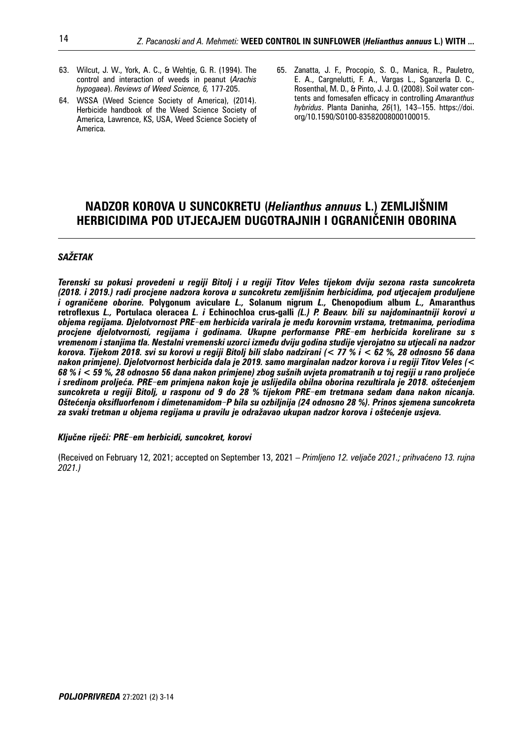63. Wilcut, J. W., York, A. C., & Wehtje, G. R. (1994). The control and interaction of weeds in peanut (*Arachis hypogaea*). *Reviews of Weed Science, 6,* 177-205.
64. WSSA (Weed Science Society of America), (2014). Herbicide handbook of the Weed Science Society of America, Lawrence, KS, USA, Weed Science Society of America.
65. Zanatta, J. F., Procopio, S. O., Manica, R., Pauletro, E. A., Cargnelutti, F. A., Vargas L., Sganzerla D. C., Rosenthal, M. D., & Pinto, J. J. O. (2008). Soil water contents and fomesafen efficacy in controlling *Amaranthus hybridus*. Planta Daninha, *26*(1), 143–155. https://doi.org/10.1590/S0100-83582008000100015.

# NADZOR KOROVA U SUNCOKRETU (*Helianthus annuus* L.) ZEMLJIŠNIM HERBICIDIMA POD UTJECAJEM DUGOTRAJNIH I OGRANIČENIH OBORINA

## *SAŽETAK*

***Terenski su pokusi provedeni u regiji Bitolj i u regiji Titov Veles tijekom dviju sezona rasta suncokreta (2018. i 2019.) radi procjene nadzora korova u suncokretu zemljišnim herbicidima, pod utjecajem produljene i ograničene oborine.*** **Polygonum aviculare** ***L.,*** **Solanum nigrum** ***L.,*** **Chenopodium album** ***L.,*** **Amaranthus retroflexus** ***L.,*** **Portulaca oleracea** ***L. i*** **Echinochloa crus-galli** ***(L.) P. Beauv. bili su najdominantniji korovi u objema regijama. Djelotvornost PRE-em herbicida varirala je među korovnim vrstama, tretmanima, periodima procjene djelotvornosti, regijama i godinama. Ukupne performanse PRE-em herbicida korelirane su s vremenom i stanjima tla. Nestalni vremenski uzorci između dviju godina studije vjerojatno su utjecali na nadzor korova. Tijekom 2018. svi su korovi u regiji Bitolj bili slabo nadzirani (< 77 % i < 62 %, 28 odnosno 56 dana nakon primjene). Djelotvornost herbicida dala je 2019. samo marginalan nadzor korova i u regiji Titov Veles (< 68 % i < 59 %, 28 odnosno 56 dana nakon primjene) zbog sušnih uvjeta promatranih u toj regiji u rano proljeće i sredinom proljeća. PRE-em primjena nakon koje je uslijedila obilna oborina rezultirala je 2018. oštećenjem suncokreta u regiji Bitolj, u rasponu od 9 do 28 % tijekom PRE-em tretmana sedam dana nakon nicanja. Oštećenja oksifluorfenom i dimetenamidom-P bila su ozbiljnija (24 odnosno 28 %). Prinos sjemena suncokreta za svaki tretman u objema regijama u pravilu je odražavao ukupan nadzor korova i oštećenje usjeva.***

***Ključne riječi: PRE-em herbicidi, suncokret, korovi***

(Received on February 12, 2021; accepted on September 13, 2021 – *Primljeno 12. veljače 2021.; prihvaćeno 13. rujna 2021.)*